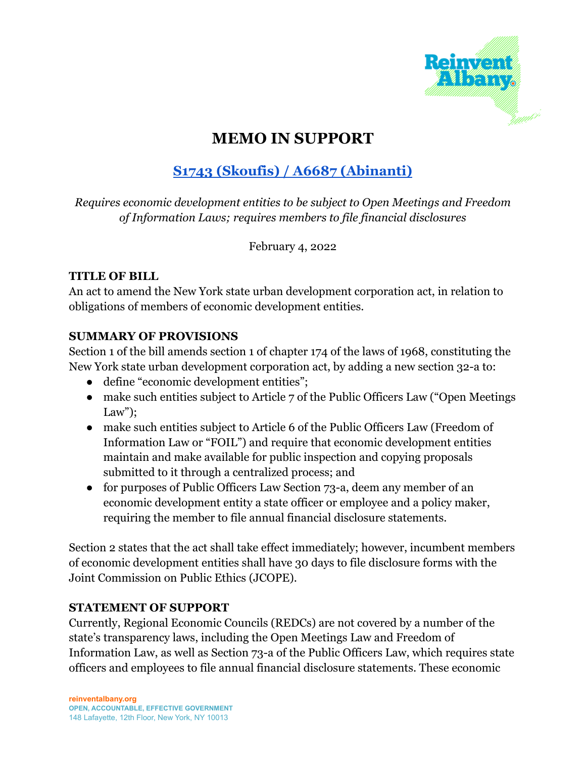# MEMO IN SUPPORT

## S1743 (Skoufis) / A6687 (Abinanti)

*Requires economic development entities to be subject to Open Meetings and Freedom of Information Laws; requires members to file financial disclosures*

February 4, 2022

**TITLE OF BILL**

An act to amend the New York state urban development corporation act, in relation to obligations of members of economic development entities.

**SUMMARY OF PROVISIONS**

Section 1 of the bill amends section 1 of chapter 174 of the laws of 1968, constituting the New York state urban development corporation act, by adding a new section 32-a to:

- define "economic development entities";
- make such entities subject to Article 7 of the Public Officers Law ("Open Meetings Law");
- make such entities subject to Article 6 of the Public Officers Law (Freedom of Information Law or "FOIL") and require that economic development entities maintain and make available for public inspection and copying proposals submitted to it through a centralized process; and
- for purposes of Public Officers Law Section 73-a, deem any member of an economic development entity a state officer or employee and a policy maker, requiring the member to file annual financial disclosure statements.

Section 2 states that the act shall take effect immediately; however, incumbent members of economic development entities shall have 30 days to file disclosure forms with the Joint Commission on Public Ethics (JCOPE).

**STATEMENT OF SUPPORT**

Currently, Regional Economic Councils (REDCs) are not covered by a number of the state's transparency laws, including the Open Meetings Law and Freedom of Information Law, as well as Section 73-a of the Public Officers Law, which requires state officers and employees to file annual financial disclosure statements. These economic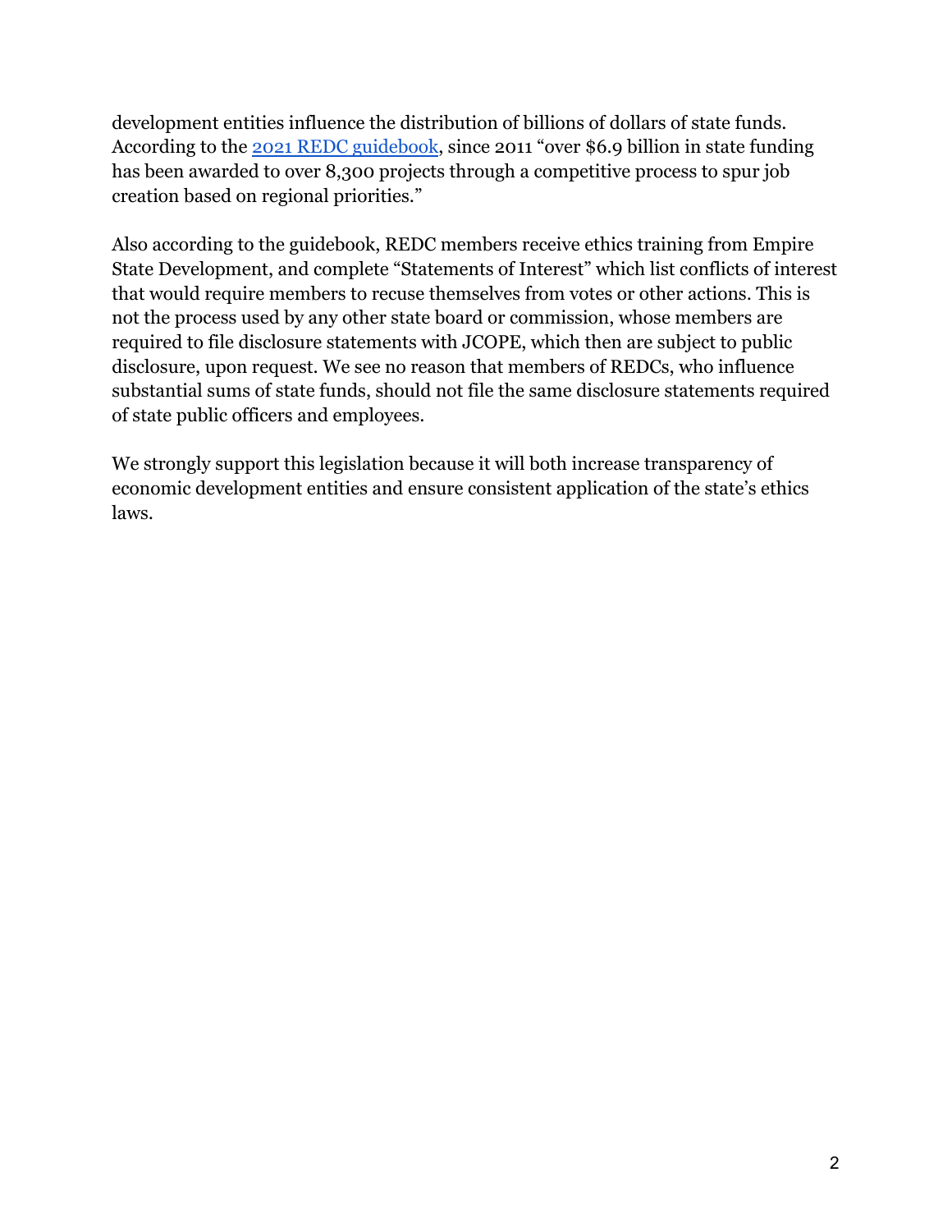development entities influence the distribution of billions of dollars of state funds. According to the [2021 REDC guidebook](), since 2011 "over $6.9 billion in state funding has been awarded to over 8,300 projects through a competitive process to spur job creation based on regional priorities."

Also according to the guidebook, REDC members receive ethics training from Empire State Development, and complete "Statements of Interest" which list conflicts of interest that would require members to recuse themselves from votes or other actions. This is not the process used by any other state board or commission, whose members are required to file disclosure statements with JCOPE, which then are subject to public disclosure, upon request. We see no reason that members of REDCs, who influence substantial sums of state funds, should not file the same disclosure statements required of state public officers and employees.

We strongly support this legislation because it will both increase transparency of economic development entities and ensure consistent application of the state's ethics laws.